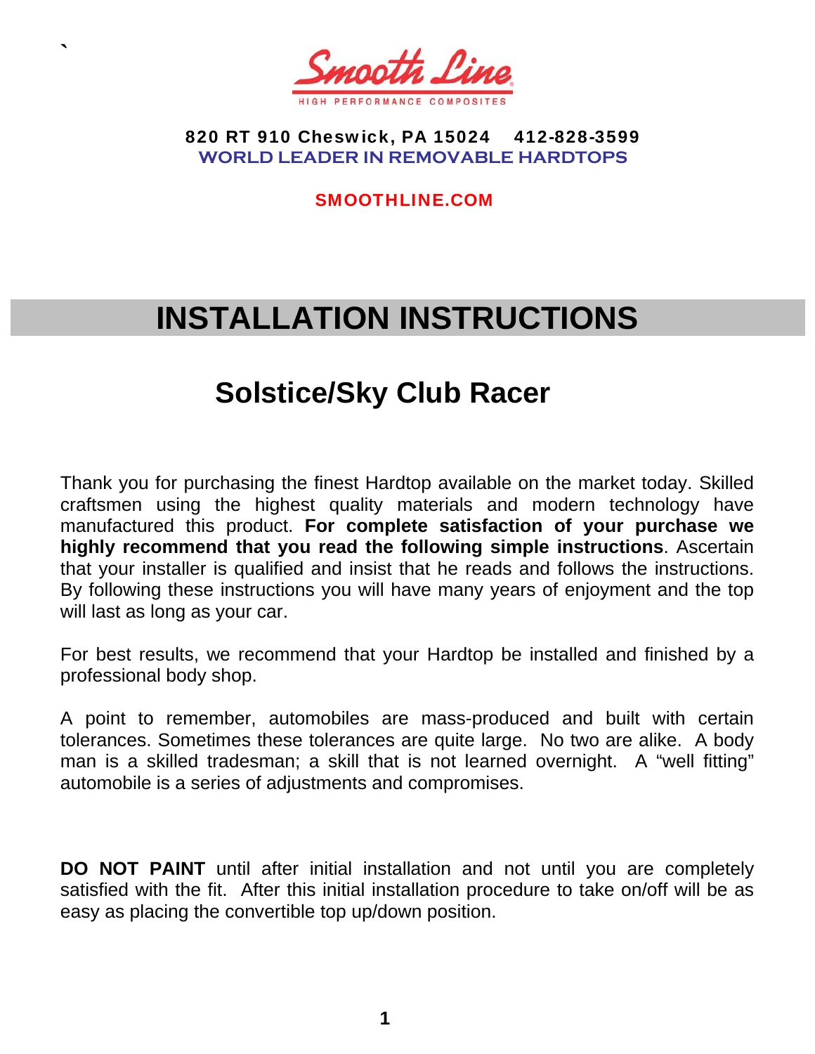Smooth Line

HIGH PERFORMANCE COMPOSITES

**820 RT 910 Cheswick, PA 15024 412-828-3599**

**WORLD LEADER IN REMOVABLE HARDTOPS**

**SMOOTHLINE.COM**

# INSTALLATION INSTRUCTIONS

## Solstice/Sky Club Racer

Thank you for purchasing the finest Hardtop available on the market today. Skilled craftsmen using the highest quality materials and modern technology have manufactured this product. **For complete satisfaction of your purchase we highly recommend that you read the following simple instructions**. Ascertain that your installer is qualified and insist that he reads and follows the instructions. By following these instructions you will have many years of enjoyment and the top will last as long as your car.

For best results, we recommend that your Hardtop be installed and finished by a professional body shop.

A point to remember, automobiles are mass-produced and built with certain tolerances. Sometimes these tolerances are quite large. No two are alike. A body man is a skilled tradesman; a skill that is not learned overnight. A "well fitting" automobile is a series of adjustments and compromises.

**DO NOT PAINT** until after initial installation and not until you are completely satisfied with the fit. After this initial installation procedure to take on/off will be as easy as placing the convertible top up/down position.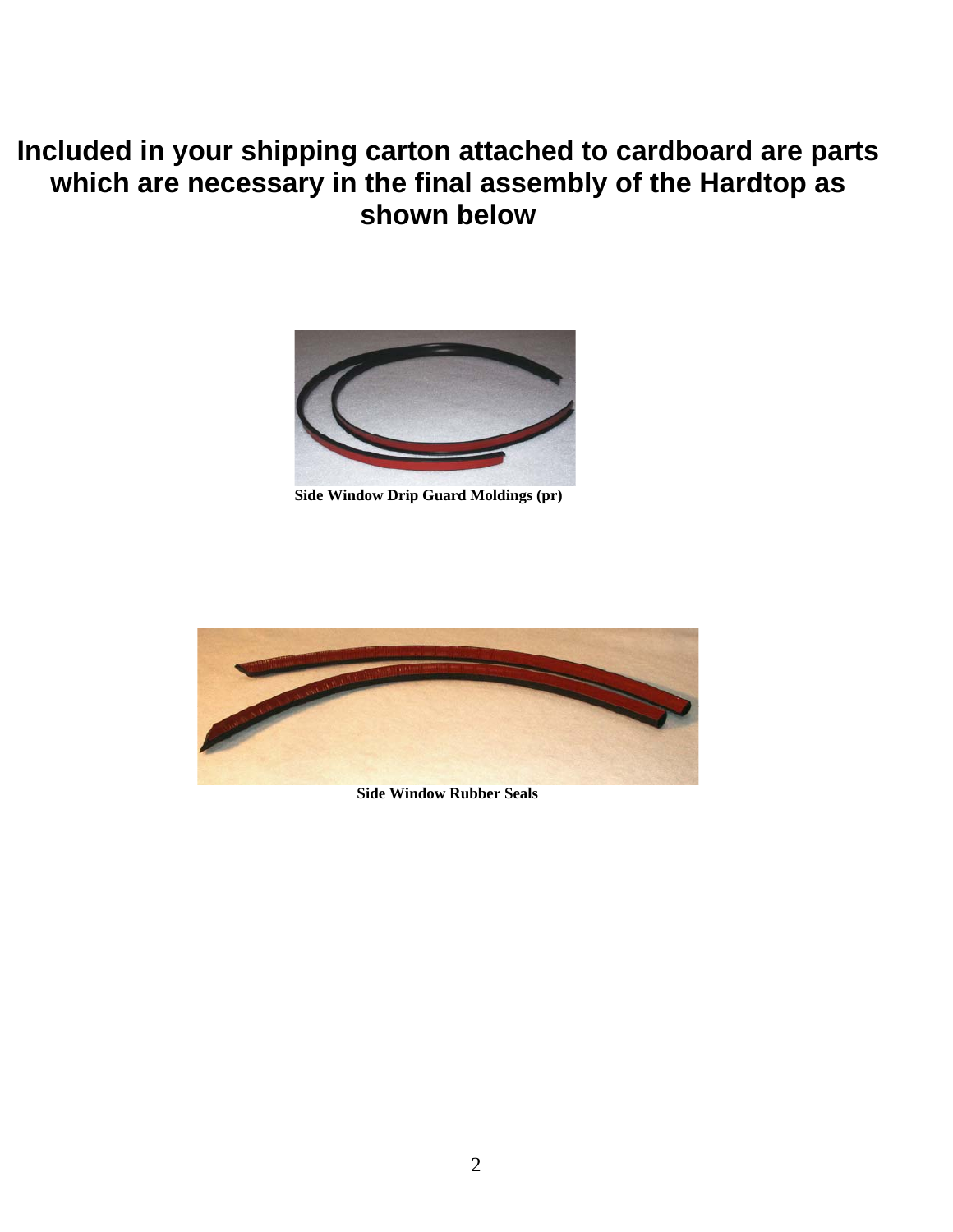# Included in your shipping carton attached to cardboard are parts which are necessary in the final assembly of the Hardtop as shown below

**Side Window Drip Guard Moldings (pr)**

**Side Window Rubber Seals**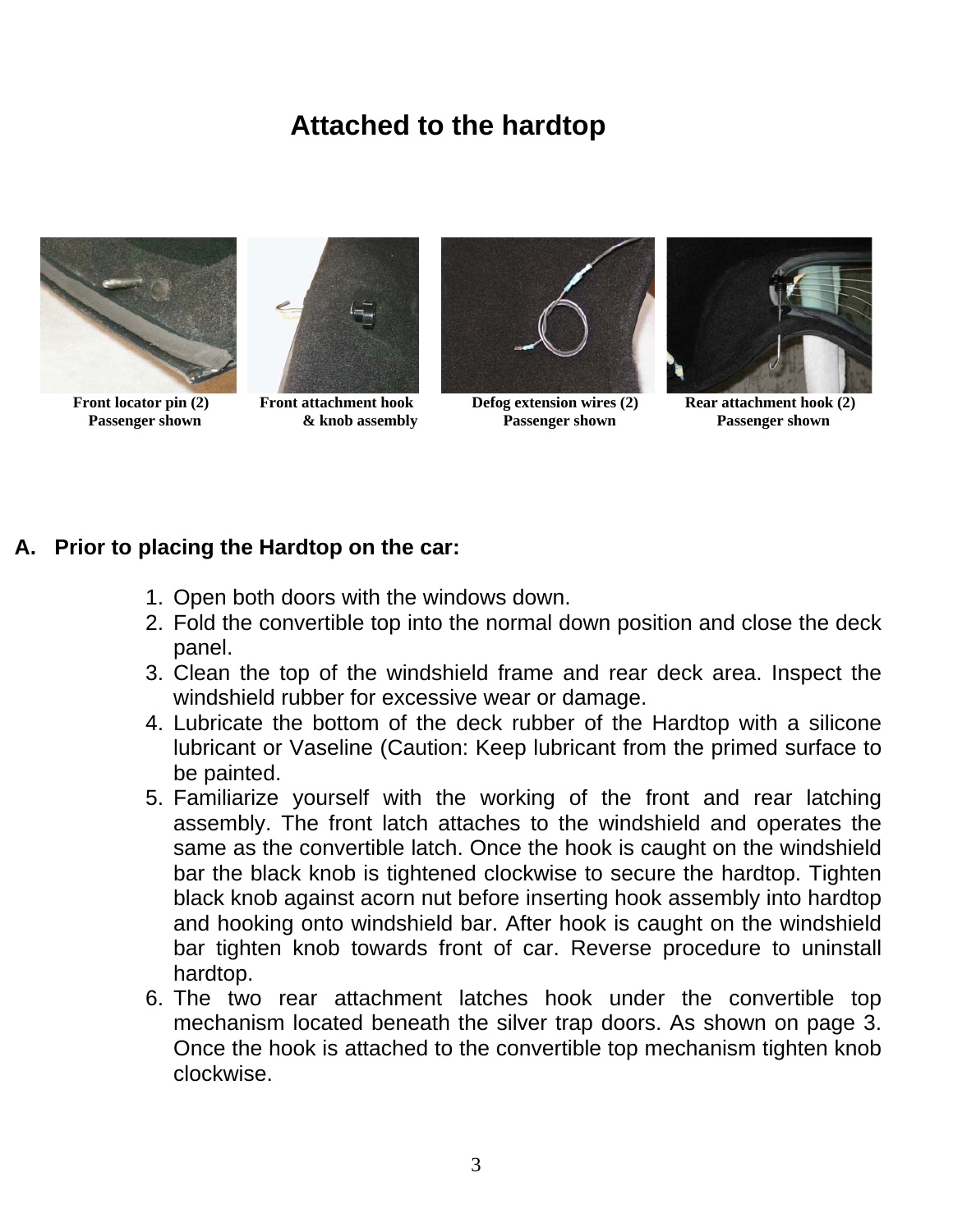# Attached to the hardtop

**Front locator pin (2)**
**Passenger shown**

**Front attachment hook**
**& knob assembly**

**Defog extension wires (2)**
**Passenger shown**

**Rear attachment hook (2)**
**Passenger shown**

## A. Prior to placing the Hardtop on the car:

1. Open both doors with the windows down.
2. Fold the convertible top into the normal down position and close the deck panel.
3. Clean the top of the windshield frame and rear deck area. Inspect the windshield rubber for excessive wear or damage.
4. Lubricate the bottom of the deck rubber of the Hardtop with a silicone lubricant or Vaseline (Caution: Keep lubricant from the primed surface to be painted.
5. Familiarize yourself with the working of the front and rear latching assembly. The front latch attaches to the windshield and operates the same as the convertible latch. Once the hook is caught on the windshield bar the black knob is tightened clockwise to secure the hardtop. Tighten black knob against acorn nut before inserting hook assembly into hardtop and hooking onto windshield bar. After hook is caught on the windshield bar tighten knob towards front of car. Reverse procedure to uninstall hardtop.
6. The two rear attachment latches hook under the convertible top mechanism located beneath the silver trap doors. As shown on page 3. Once the hook is attached to the convertible top mechanism tighten knob clockwise.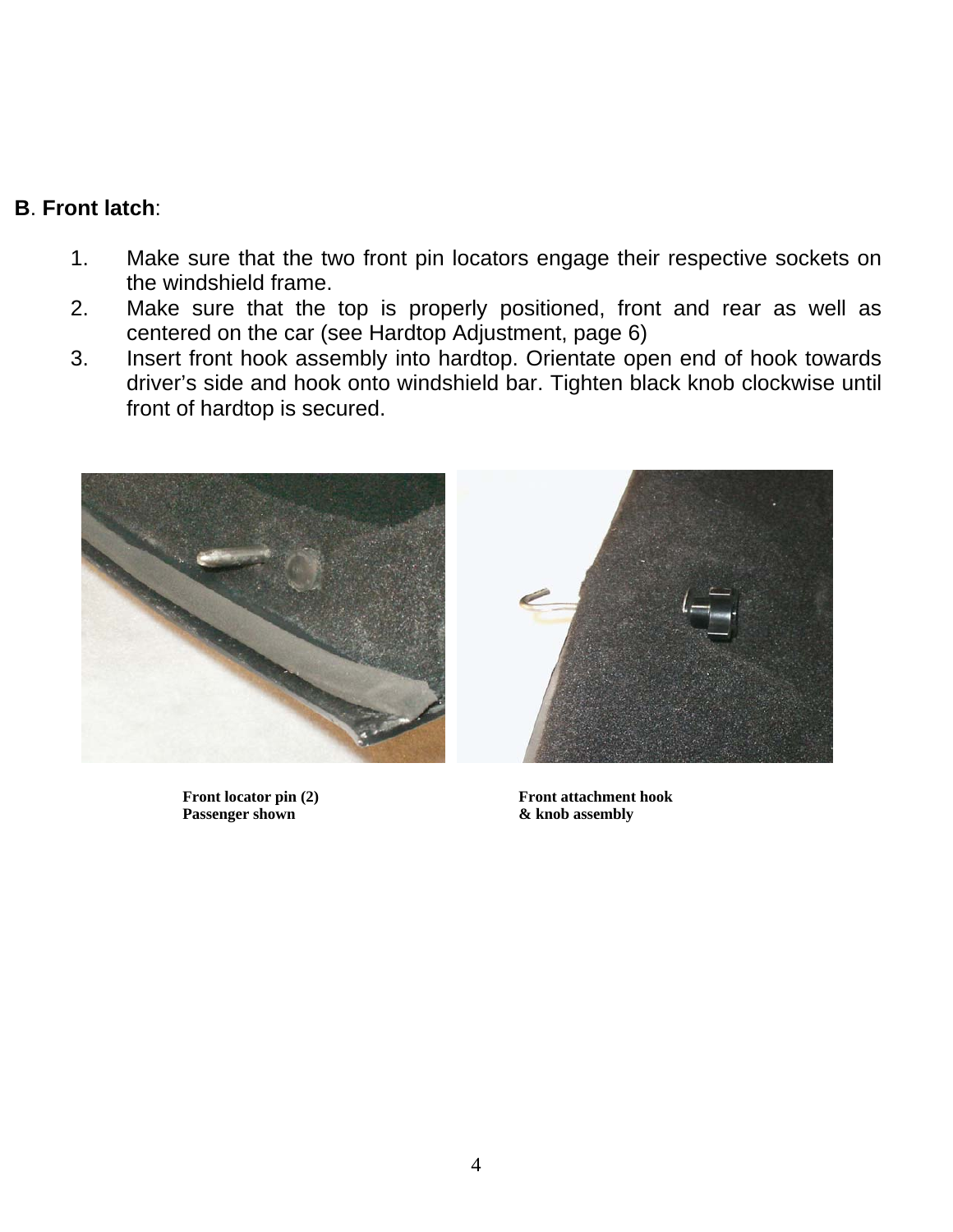**B**. **Front latch**:

1. Make sure that the two front pin locators engage their respective sockets on the windshield frame.
2. Make sure that the top is properly positioned, front and rear as well as centered on the car (see Hardtop Adjustment, page 6)
3. Insert front hook assembly into hardtop. Orientate open end of hook towards driver's side and hook onto windshield bar. Tighten black knob clockwise until front of hardtop is secured.

**Front locator pin (2)**
**Passenger shown**

**Front attachment hook**
**& knob assembly**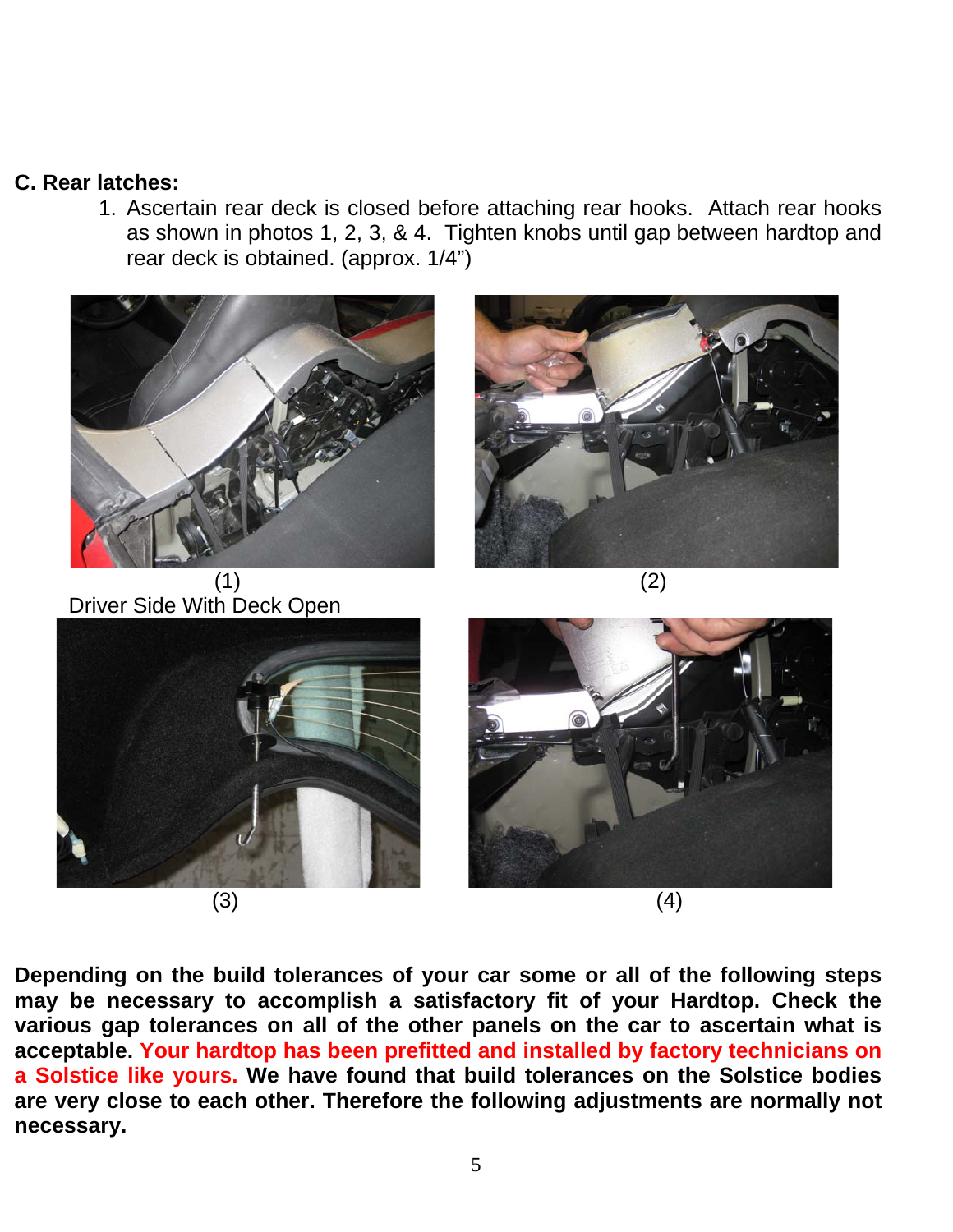## C. Rear latches:

1. Ascertain rear deck is closed before attaching rear hooks. Attach rear hooks as shown in photos 1, 2, 3, & 4. Tighten knobs until gap between hardtop and rear deck is obtained. (approx. 1/4")

(1)
Driver Side With Deck Open

(2)

(3)

(4)

**Depending on the build tolerances of your car some or all of the following steps may be necessary to accomplish a satisfactory fit of your Hardtop. Check the various gap tolerances on all of the other panels on the car to ascertain what is acceptable. Your hardtop has been prefitted and installed by factory technicians on a Solstice like yours. We have found that build tolerances on the Solstice bodies are very close to each other. Therefore the following adjustments are normally not necessary.**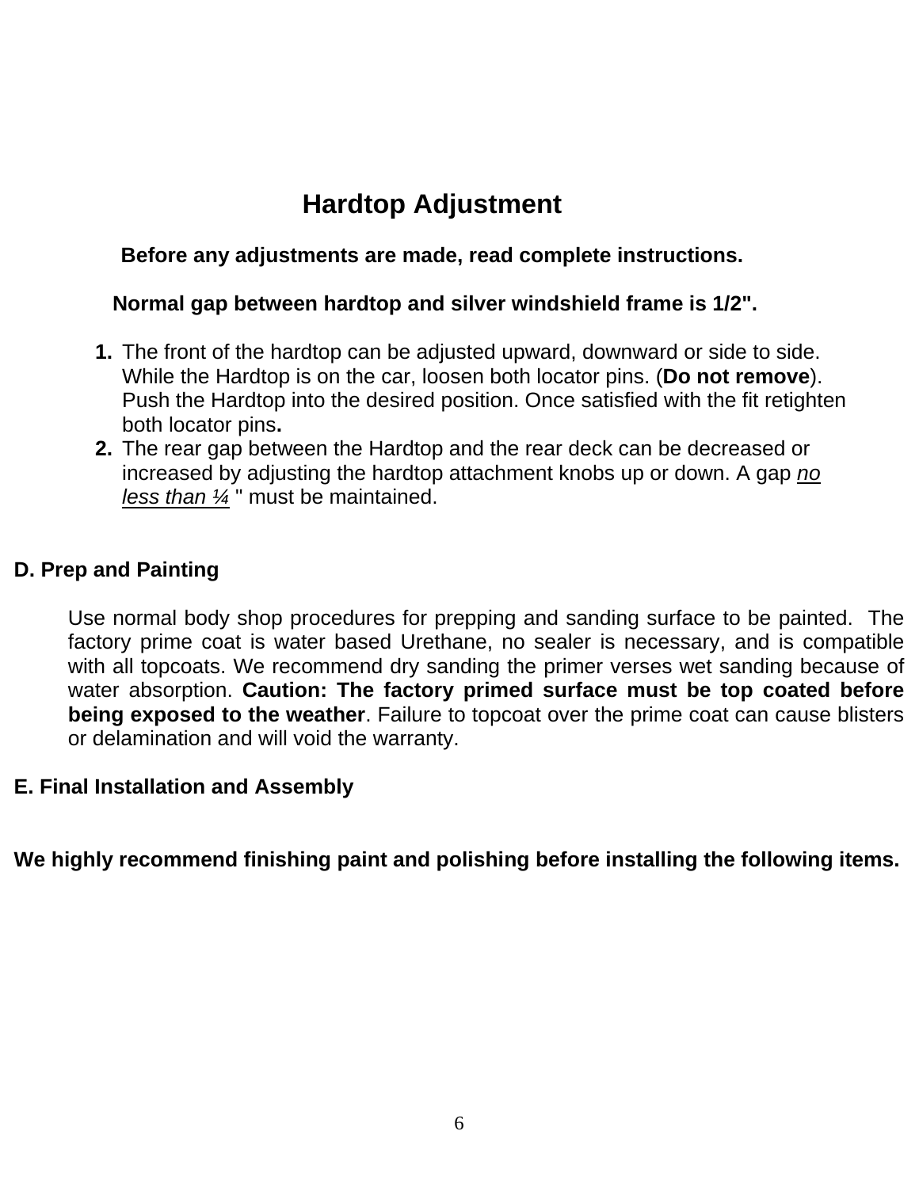## Hardtop Adjustment

**Before any adjustments are made, read complete instructions.**

**Normal gap between hardtop and silver windshield frame is 1/2".**

1. The front of the hardtop can be adjusted upward, downward or side to side. While the Hardtop is on the car, loosen both locator pins. (**Do not remove**). Push the Hardtop into the desired position. Once satisfied with the fit retighten both locator pins**.**
2. The rear gap between the Hardtop and the rear deck can be decreased or increased by adjusting the hardtop attachment knobs up or down. A gap <u>*no less than ¼*</u> " must be maintained.

## D. Prep and Painting

Use normal body shop procedures for prepping and sanding surface to be painted. The factory prime coat is water based Urethane, no sealer is necessary, and is compatible with all topcoats. We recommend dry sanding the primer verses wet sanding because of water absorption. **Caution: The factory primed surface must be top coated before being exposed to the weather**. Failure to topcoat over the prime coat can cause blisters or delamination and will void the warranty.

## E. Final Installation and Assembly

**We highly recommend finishing paint and polishing before installing the following items.**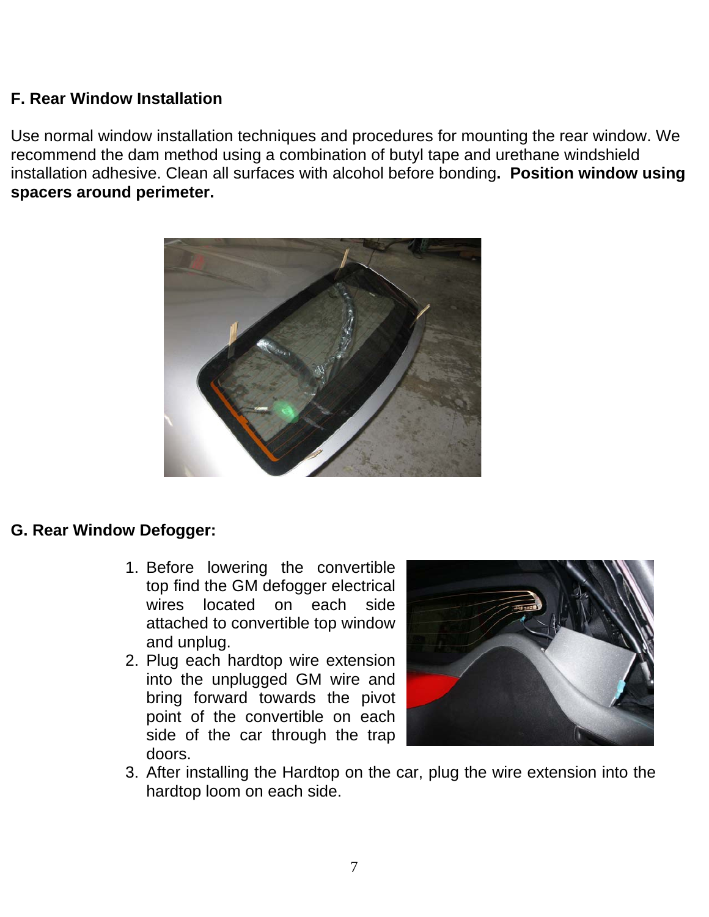### F. Rear Window Installation

Use normal window installation techniques and procedures for mounting the rear window. We recommend the dam method using a combination of butyl tape and urethane windshield installation adhesive. Clean all surfaces with alcohol before bonding. **Position window using spacers around perimeter.**

### G. Rear Window Defogger:

1. Before lowering the convertible top find the GM defogger electrical wires located on each side attached to convertible top window and unplug.
2. Plug each hardtop wire extension into the unplugged GM wire and bring forward towards the pivot point of the convertible on each side of the car through the trap doors.
3. After installing the Hardtop on the car, plug the wire extension into the hardtop loom on each side.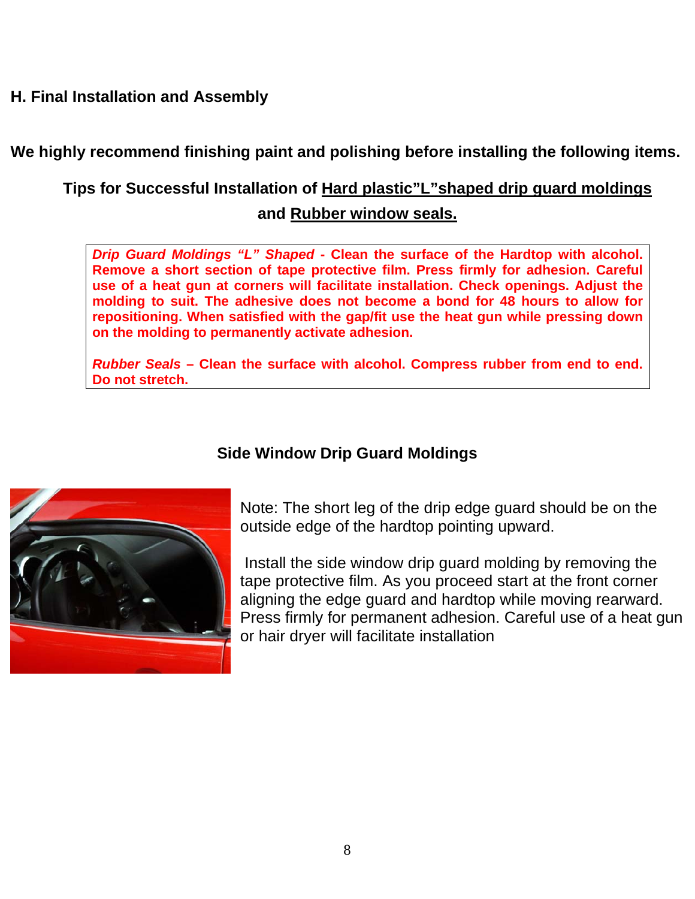## H. Final Installation and Assembly

**We highly recommend finishing paint and polishing before installing the following items.**

**Tips for Successful Installation of <u>Hard plastic"L"shaped drip guard moldings</u> and <u>Rubber window seals.</u>**

> ***Drip Guard Moldings "L" Shaped* - Clean the surface of the Hardtop with alcohol. Remove a short section of tape protective film. Press firmly for adhesion. Careful use of a heat gun at corners will facilitate installation. Check openings. Adjust the molding to suit. The adhesive does not become a bond for 48 hours to allow for repositioning. When satisfied with the gap/fit use the heat gun while pressing down on the molding to permanently activate adhesion.**
>
> ***Rubber Seals* – Clean the surface with alcohol. Compress rubber from end to end. Do not stretch.**

### Side Window Drip Guard Moldings

Note: The short leg of the drip edge guard should be on the outside edge of the hardtop pointing upward.

Install the side window drip guard molding by removing the tape protective film. As you proceed start at the front corner aligning the edge guard and hardtop while moving rearward. Press firmly for permanent adhesion. Careful use of a heat gun or hair dryer will facilitate installation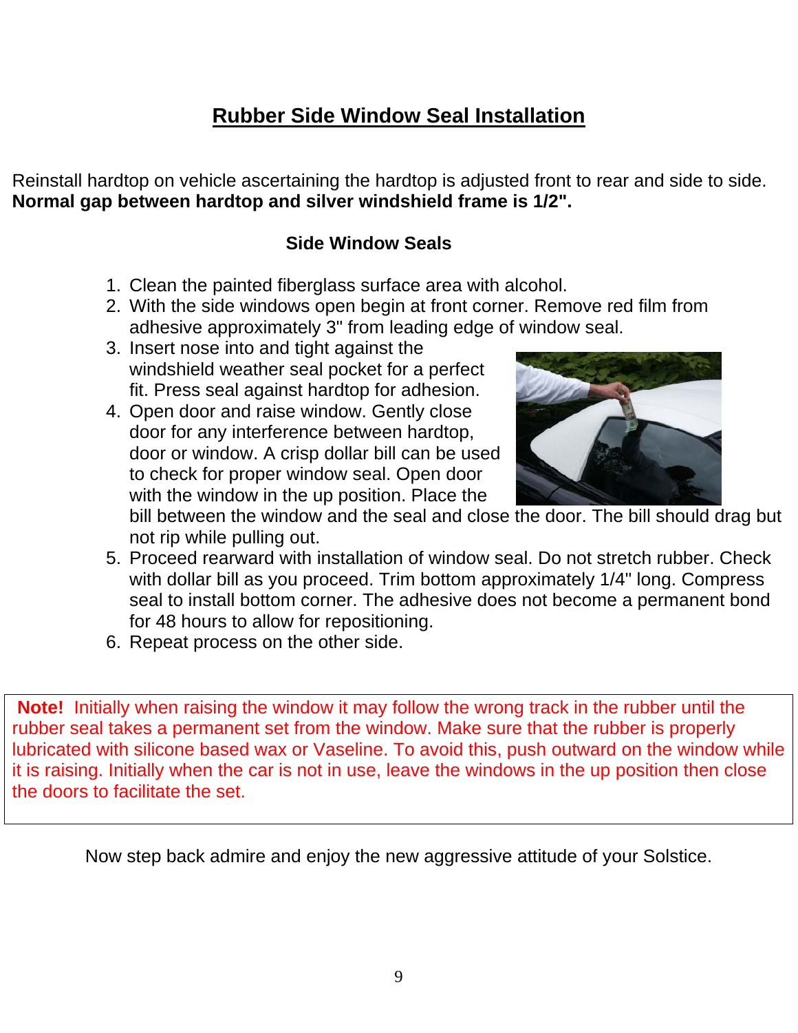# Rubber Side Window Seal Installation

Reinstall hardtop on vehicle ascertaining the hardtop is adjusted front to rear and side to side. **Normal gap between hardtop and silver windshield frame is 1/2".**

## Side Window Seals

1. Clean the painted fiberglass surface area with alcohol.
2. With the side windows open begin at front corner. Remove red film from adhesive approximately 3" from leading edge of window seal.
3. Insert nose into and tight against the windshield weather seal pocket for a perfect fit. Press seal against hardtop for adhesion.
4. Open door and raise window. Gently close door for any interference between hardtop, door or window. A crisp dollar bill can be used to check for proper window seal. Open door with the window in the up position. Place the bill between the window and the seal and close the door. The bill should drag but not rip while pulling out.
5. Proceed rearward with installation of window seal. Do not stretch rubber. Check with dollar bill as you proceed. Trim bottom approximately 1/4" long. Compress seal to install bottom corner. The adhesive does not become a permanent bond for 48 hours to allow for repositioning.
6. Repeat process on the other side.

**Note!** Initially when raising the window it may follow the wrong track in the rubber until the rubber seal takes a permanent set from the window. Make sure that the rubber is properly lubricated with silicone based wax or Vaseline. To avoid this, push outward on the window while it is raising. Initially when the car is not in use, leave the windows in the up position then close the doors to facilitate the set.

Now step back admire and enjoy the new aggressive attitude of your Solstice.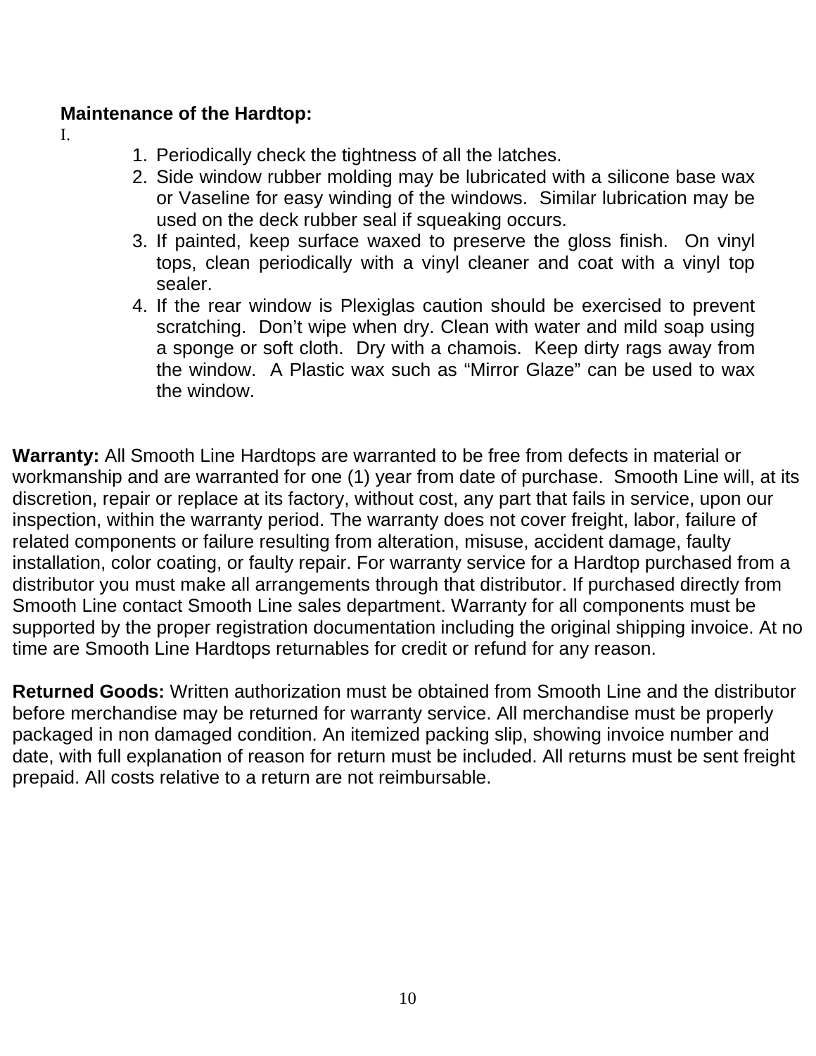**Maintenance of the Hardtop:**

I.

1. Periodically check the tightness of all the latches.
2. Side window rubber molding may be lubricated with a silicone base wax or Vaseline for easy winding of the windows. Similar lubrication may be used on the deck rubber seal if squeaking occurs.
3. If painted, keep surface waxed to preserve the gloss finish. On vinyl tops, clean periodically with a vinyl cleaner and coat with a vinyl top sealer.
4. If the rear window is Plexiglas caution should be exercised to prevent scratching. Don't wipe when dry. Clean with water and mild soap using a sponge or soft cloth. Dry with a chamois. Keep dirty rags away from the window. A Plastic wax such as "Mirror Glaze" can be used to wax the window.

**Warranty:** All Smooth Line Hardtops are warranted to be free from defects in material or workmanship and are warranted for one (1) year from date of purchase. Smooth Line will, at its discretion, repair or replace at its factory, without cost, any part that fails in service, upon our inspection, within the warranty period. The warranty does not cover freight, labor, failure of related components or failure resulting from alteration, misuse, accident damage, faulty installation, color coating, or faulty repair. For warranty service for a Hardtop purchased from a distributor you must make all arrangements through that distributor. If purchased directly from Smooth Line contact Smooth Line sales department. Warranty for all components must be supported by the proper registration documentation including the original shipping invoice. At no time are Smooth Line Hardtops returnables for credit or refund for any reason.

**Returned Goods:** Written authorization must be obtained from Smooth Line and the distributor before merchandise may be returned for warranty service. All merchandise must be properly packaged in non damaged condition. An itemized packing slip, showing invoice number and date, with full explanation of reason for return must be included. All returns must be sent freight prepaid. All costs relative to a return are not reimbursable.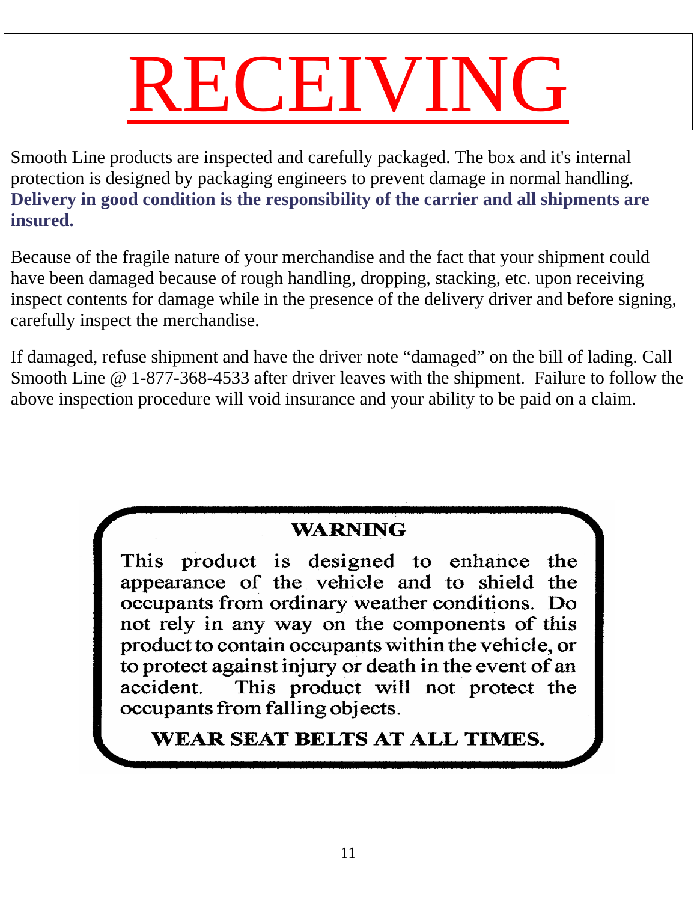# RECEIVING

Smooth Line products are inspected and carefully packaged. The box and it's internal protection is designed by packaging engineers to prevent damage in normal handling. **Delivery in good condition is the responsibility of the carrier and all shipments are insured.**

Because of the fragile nature of your merchandise and the fact that your shipment could have been damaged because of rough handling, dropping, stacking, etc. upon receiving inspect contents for damage while in the presence of the delivery driver and before signing, carefully inspect the merchandise.

If damaged, refuse shipment and have the driver note "damaged" on the bill of lading. Call Smooth Line @ 1-877-368-4533 after driver leaves with the shipment. Failure to follow the above inspection procedure will void insurance and your ability to be paid on a claim.

**WARNING**

This product is designed to enhance the appearance of the vehicle and to shield the occupants from ordinary weather conditions. Do not rely in any way on the components of this product to contain occupants within the vehicle, or to protect against injury or death in the event of an accident. This product will not protect the occupants from falling objects.

**WEAR SEAT BELTS AT ALL TIMES.**